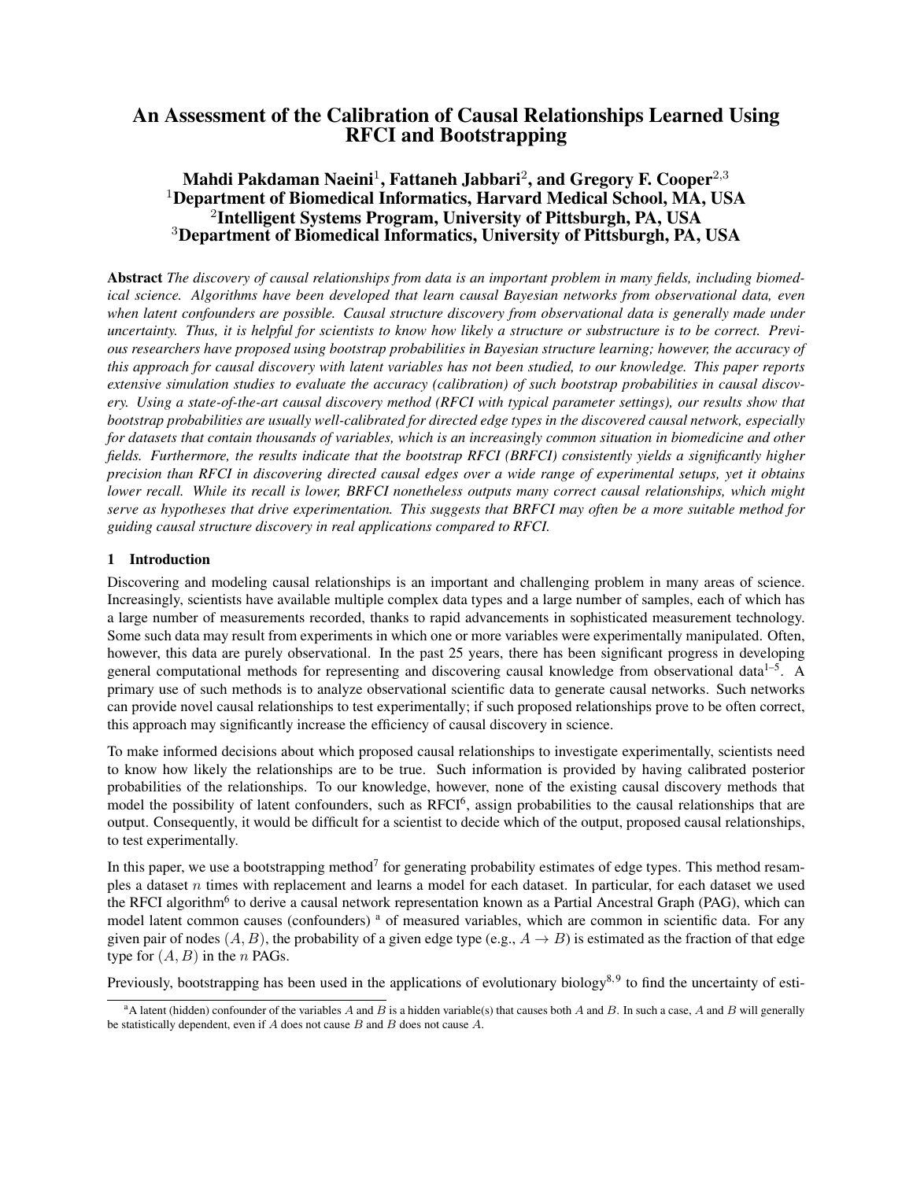# An Assessment of the Calibration of Causal Relationships Learned Using RFCI and Bootstrapping

**Mahdi Pakdaman Naeini[1], Fattaneh Jabbari[2], and Gregory F. Cooper[2,3]**
**[1]Department of Biomedical Informatics, Harvard Medical School, MA, USA**
**[2]Intelligent Systems Program, University of Pittsburgh, PA, USA**
**[3]Department of Biomedical Informatics, University of Pittsburgh, PA, USA**

**Abstract** *The discovery of causal relationships from data is an important problem in many fields, including biomedical science. Algorithms have been developed that learn causal Bayesian networks from observational data, even when latent confounders are possible. Causal structure discovery from observational data is generally made under uncertainty. Thus, it is helpful for scientists to know how likely a structure or substructure is to be correct. Previous researchers have proposed using bootstrap probabilities in Bayesian structure learning; however, the accuracy of this approach for causal discovery with latent variables has not been studied, to our knowledge. This paper reports extensive simulation studies to evaluate the accuracy (calibration) of such bootstrap probabilities in causal discovery. Using a state-of-the-art causal discovery method (RFCI with typical parameter settings), our results show that bootstrap probabilities are usually well-calibrated for directed edge types in the discovered causal network, especially for datasets that contain thousands of variables, which is an increasingly common situation in biomedicine and other fields. Furthermore, the results indicate that the bootstrap RFCI (BRFCI) consistently yields a significantly higher precision than RFCI in discovering directed causal edges over a wide range of experimental setups, yet it obtains lower recall. While its recall is lower, BRFCI nonetheless outputs many correct causal relationships, which might serve as hypotheses that drive experimentation. This suggests that BRFCI may often be a more suitable method for guiding causal structure discovery in real applications compared to RFCI.*

## 1 Introduction

Discovering and modeling causal relationships is an important and challenging problem in many areas of science. Increasingly, scientists have available multiple complex data types and a large number of samples, each of which has a large number of measurements recorded, thanks to rapid advancements in sophisticated measurement technology. Some such data may result from experiments in which one or more variables were experimentally manipulated. Often, however, this data are purely observational. In the past 25 years, there has been significant progress in developing general computational methods for representing and discovering causal knowledge from observational data[1–5]. A primary use of such methods is to analyze observational scientific data to generate causal networks. Such networks can provide novel causal relationships to test experimentally; if such proposed relationships prove to be often correct, this approach may significantly increase the efficiency of causal discovery in science.

To make informed decisions about which proposed causal relationships to investigate experimentally, scientists need to know how likely the relationships are to be true. Such information is provided by having calibrated posterior probabilities of the relationships. To our knowledge, however, none of the existing causal discovery methods that model the possibility of latent confounders, such as RFCI[6], assign probabilities to the causal relationships that are output. Consequently, it would be difficult for a scientist to decide which of the output, proposed causal relationships, to test experimentally.

In this paper, we use a bootstrapping method[7] for generating probability estimates of edge types. This method resamples a dataset $n$ times with replacement and learns a model for each dataset. In particular, for each dataset we used the RFCI algorithm[6] to derive a causal network representation known as a Partial Ancestral Graph (PAG), which can model latent common causes (confounders) [a] of measured variables, which are common in scientific data. For any given pair of nodes $(A, B)$, the probability of a given edge type (e.g., $A \to B$) is estimated as the fraction of that edge type for $(A, B)$ in the $n$ PAGs.

Previously, bootstrapping has been used in the applications of evolutionary biology[8,9] to find the uncertainty of esti-

[a] A latent (hidden) confounder of the variables $A$ and $B$ is a hidden variable(s) that causes both $A$ and $B$. In such a case, $A$ and $B$ will generally be statistically dependent, even if $A$ does not cause $B$ and $B$ does not cause $A$.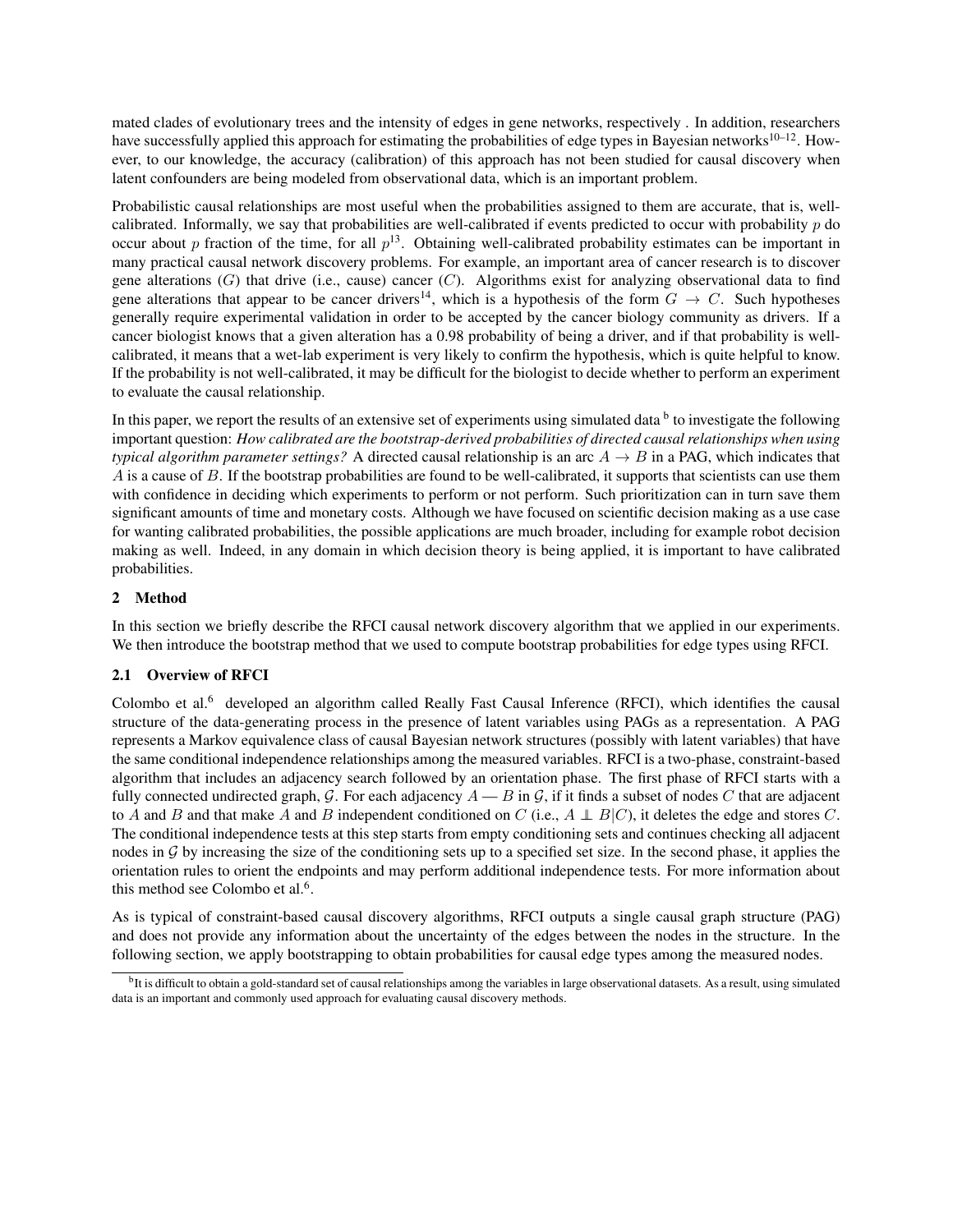mated clades of evolutionary trees and the intensity of edges in gene networks, respectively . In addition, researchers have successfully applied this approach for estimating the probabilities of edge types in Bayesian networks[10–12]. However, to our knowledge, the accuracy (calibration) of this approach has not been studied for causal discovery when latent confounders are being modeled from observational data, which is an important problem.

Probabilistic causal relationships are most useful when the probabilities assigned to them are accurate, that is, well-calibrated. Informally, we say that probabilities are well-calibrated if events predicted to occur with probability $p$ do occur about $p$ fraction of the time, for all $p$[13]. Obtaining well-calibrated probability estimates can be important in many practical causal network discovery problems. For example, an important area of cancer research is to discover gene alterations ($G$) that drive (i.e., cause) cancer ($C$). Algorithms exist for analyzing observational data to find gene alterations that appear to be cancer drivers[14], which is a hypothesis of the form $G \rightarrow C$. Such hypotheses generally require experimental validation in order to be accepted by the cancer biology community as drivers. If a cancer biologist knows that a given alteration has a 0.98 probability of being a driver, and if that probability is well-calibrated, it means that a wet-lab experiment is very likely to confirm the hypothesis, which is quite helpful to know. If the probability is not well-calibrated, it may be difficult for the biologist to decide whether to perform an experiment to evaluate the causal relationship.

In this paper, we report the results of an extensive set of experiments using simulated data [b] to investigate the following important question: *How calibrated are the bootstrap-derived probabilities of directed causal relationships when using typical algorithm parameter settings?* A directed causal relationship is an arc $A \rightarrow B$ in a PAG, which indicates that $A$ is a cause of $B$. If the bootstrap probabilities are found to be well-calibrated, it supports that scientists can use them with confidence in deciding which experiments to perform or not perform. Such prioritization can in turn save them significant amounts of time and monetary costs. Although we have focused on scientific decision making as a use case for wanting calibrated probabilities, the possible applications are much broader, including for example robot decision making as well. Indeed, in any domain in which decision theory is being applied, it is important to have calibrated probabilities.

## 2 Method

In this section we briefly describe the RFCI causal network discovery algorithm that we applied in our experiments. We then introduce the bootstrap method that we used to compute bootstrap probabilities for edge types using RFCI.

### 2.1 Overview of RFCI

Colombo et al.[6] developed an algorithm called Really Fast Causal Inference (RFCI), which identifies the causal structure of the data-generating process in the presence of latent variables using PAGs as a representation. A PAG represents a Markov equivalence class of causal Bayesian network structures (possibly with latent variables) that have the same conditional independence relationships among the measured variables. RFCI is a two-phase, constraint-based algorithm that includes an adjacency search followed by an orientation phase. The first phase of RFCI starts with a fully connected undirected graph, $\mathcal{G}$. For each adjacency $A — B$ in $\mathcal{G}$, if it finds a subset of nodes $C$ that are adjacent to $A$ and $B$ and that make $A$ and $B$ independent conditioned on $C$ (i.e., $A \perp\!\!\!\perp B|C$), it deletes the edge and stores $C$. The conditional independence tests at this step starts from empty conditioning sets and continues checking all adjacent nodes in $\mathcal{G}$ by increasing the size of the conditioning sets up to a specified set size. In the second phase, it applies the orientation rules to orient the endpoints and may perform additional independence tests. For more information about this method see Colombo et al.[6].

As is typical of constraint-based causal discovery algorithms, RFCI outputs a single causal graph structure (PAG) and does not provide any information about the uncertainty of the edges between the nodes in the structure. In the following section, we apply bootstrapping to obtain probabilities for causal edge types among the measured nodes.

[b] It is difficult to obtain a gold-standard set of causal relationships among the variables in large observational datasets. As a result, using simulated data is an important and commonly used approach for evaluating causal discovery methods.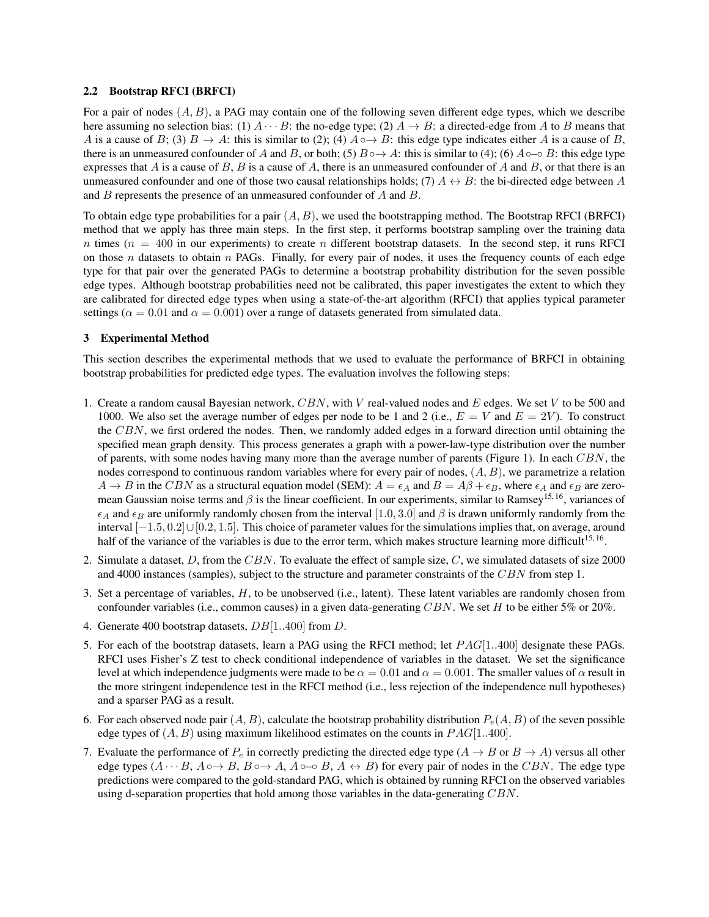### 2.2 Bootstrap RFCI (BRFCI)

For a pair of nodes $(A, B)$, a PAG may contain one of the following seven different edge types, which we describe here assuming no selection bias: (1) $A \cdots B$: the no-edge type; (2) $A \rightarrow B$: a directed-edge from $A$ to $B$ means that $A$ is a cause of $B$; (3) $B \rightarrow A$: this is similar to (2); (4) $A \circ\!\rightarrow B$: this edge type indicates either $A$ is a cause of $B$, there is an unmeasured confounder of $A$ and $B$, or both; (5) $B \circ\!\rightarrow A$: this is similar to (4); (6) $A \circ\!\!-\!\!\circ B$: this edge type expresses that $A$ is a cause of $B$, $B$ is a cause of $A$, there is an unmeasured confounder of $A$ and $B$, or that there is an unmeasured confounder and one of those two causal relationships holds; (7) $A \leftrightarrow B$: the bi-directed edge between $A$ and $B$ represents the presence of an unmeasured confounder of $A$ and $B$.

To obtain edge type probabilities for a pair $(A, B)$, we used the bootstrapping method. The Bootstrap RFCI (BRFCI) method that we apply has three main steps. In the first step, it performs bootstrap sampling over the training data $n$ times ($n = 400$ in our experiments) to create $n$ different bootstrap datasets. In the second step, it runs RFCI on those $n$ datasets to obtain $n$ PAGs. Finally, for every pair of nodes, it uses the frequency counts of each edge type for that pair over the generated PAGs to determine a bootstrap probability distribution for the seven possible edge types. Although bootstrap probabilities need not be calibrated, this paper investigates the extent to which they are calibrated for directed edge types when using a state-of-the-art algorithm (RFCI) that applies typical parameter settings ($\alpha = 0.01$ and $\alpha = 0.001$) over a range of datasets generated from simulated data.

## 3 Experimental Method

This section describes the experimental methods that we used to evaluate the performance of BRFCI in obtaining bootstrap probabilities for predicted edge types. The evaluation involves the following steps:

1. Create a random causal Bayesian network, $CBN$, with $V$ real-valued nodes and $E$ edges. We set $V$ to be 500 and 1000. We also set the average number of edges per node to be 1 and 2 (i.e., $E = V$ and $E = 2V$). To construct the $CBN$, we first ordered the nodes. Then, we randomly added edges in a forward direction until obtaining the specified mean graph density. This process generates a graph with a power-law-type distribution over the number of parents, with some nodes having many more than the average number of parents (Figure 1). In each $CBN$, the nodes correspond to continuous random variables where for every pair of nodes, $(A, B)$, we parametrize a relation $A \rightarrow B$ in the $CBN$ as a structural equation model (SEM): $A = \epsilon_A$ and $B = A\beta + \epsilon_B$, where $\epsilon_A$ and $\epsilon_B$ are zero-mean Gaussian noise terms and $\beta$ is the linear coefficient. In our experiments, similar to Ramsey[15,16], variances of $\epsilon_A$ and $\epsilon_B$ are uniformly randomly chosen from the interval $[1.0, 3.0]$ and $\beta$ is drawn uniformly randomly from the interval $[-1.5, 0.2] \cup [0.2, 1.5]$. This choice of parameter values for the simulations implies that, on average, around half of the variance of the variables is due to the error term, which makes structure learning more difficult[15,16].
2. Simulate a dataset, $D$, from the $CBN$. To evaluate the effect of sample size, $C$, we simulated datasets of size 2000 and 4000 instances (samples), subject to the structure and parameter constraints of the $CBN$ from step 1.
3. Set a percentage of variables, $H$, to be unobserved (i.e., latent). These latent variables are randomly chosen from confounder variables (i.e., common causes) in a given data-generating $CBN$. We set $H$ to be either 5% or 20%.
4. Generate 400 bootstrap datasets, $DB[1..400]$ from $D$.
5. For each of the bootstrap datasets, learn a PAG using the RFCI method; let $PAG[1..400]$ designate these PAGs. RFCI uses Fisher's Z test to check conditional independence of variables in the dataset. We set the significance level at which independence judgments were made to be $\alpha = 0.01$ and $\alpha = 0.001$. The smaller values of $\alpha$ result in the more stringent independence test in the RFCI method (i.e., less rejection of the independence null hypotheses) and a sparser PAG as a result.
6. For each observed node pair $(A, B)$, calculate the bootstrap probability distribution $P_e(A, B)$ of the seven possible edge types of $(A, B)$ using maximum likelihood estimates on the counts in $PAG[1..400]$.
7. Evaluate the performance of $P_e$ in correctly predicting the directed edge type ($A \rightarrow B$ or $B \rightarrow A$) versus all other edge types ($A \cdots B$, $A \circ\!\rightarrow B$, $B \circ\!\rightarrow A$, $A \circ\!\!-\!\!\circ B$, $A \leftrightarrow B$) for every pair of nodes in the $CBN$. The edge type predictions were compared to the gold-standard PAG, which is obtained by running RFCI on the observed variables using d-separation properties that hold among those variables in the data-generating $CBN$.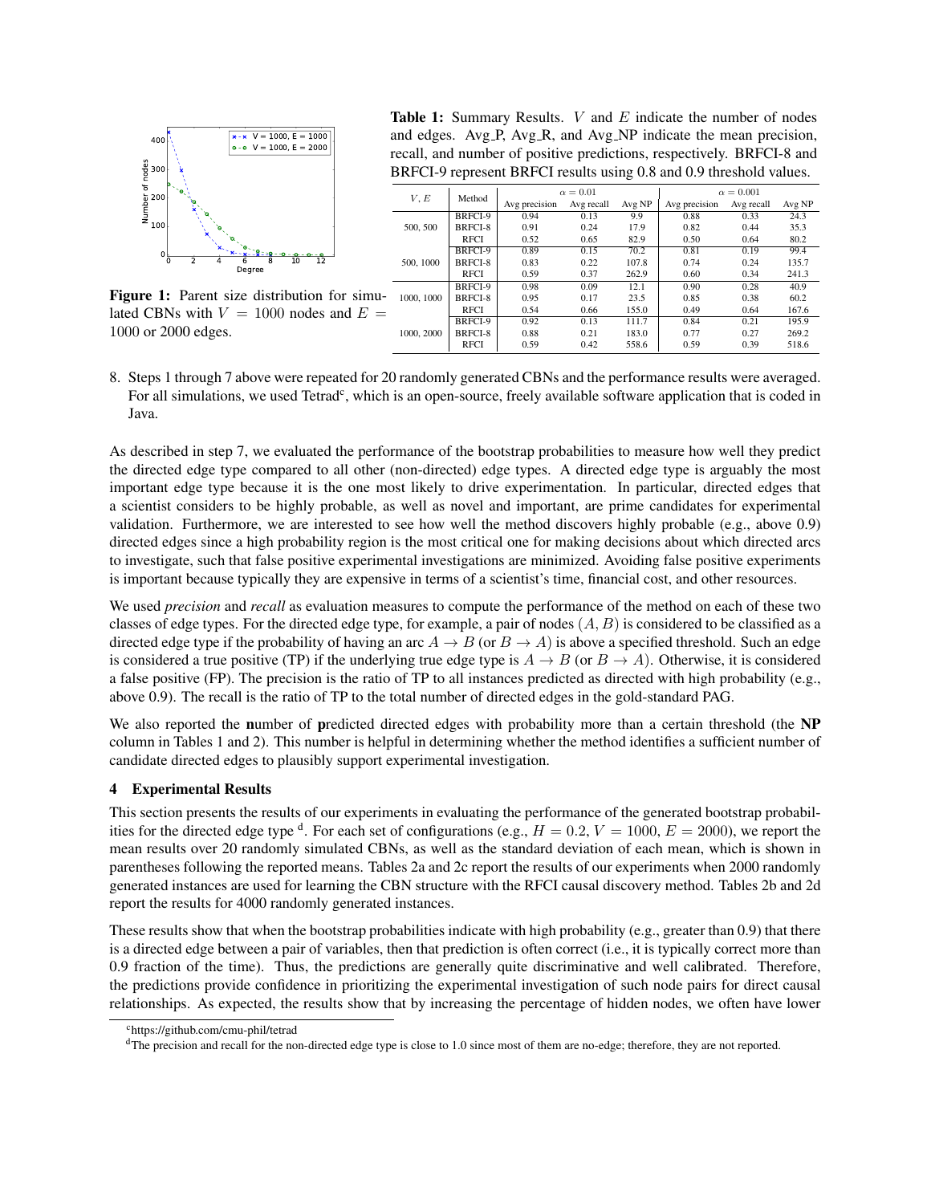Figure 1: Parent size distribution for simulated CBNs with $V = 1000$ nodes and $E = 1000$ or 2000 edges.

**Table 1:** Summary Results. $V$ and $E$ indicate the number of nodes and edges. Avg_P, Avg_R, and Avg_NP indicate the mean precision, recall, and number of positive predictions, respectively. BRFCI-8 and BRFCI-9 represent BRFCI results using 0.8 and 0.9 threshold values.

| $V, E$ | Method | $\alpha = 0.01$ | | | $\alpha = 0.001$ | | |
|---|---|---|---|---|---|---|---|
| | | Avg precision | Avg recall | Avg NP | Avg precision | Avg recall | Avg NP |
| 500, 500 | BRFCI-9 | 0.94 | 0.13 | 9.9 | 0.88 | 0.33 | 24.3 |
| | BRFCI-8 | 0.91 | 0.24 | 17.9 | 0.82 | 0.44 | 35.3 |
| | RFCI | 0.52 | 0.65 | 82.9 | 0.50 | 0.64 | 80.2 |
| 500, 1000 | BRFCI-9 | 0.89 | 0.15 | 70.2 | 0.81 | 0.19 | 99.4 |
| | BRFCI-8 | 0.83 | 0.22 | 107.8 | 0.74 | 0.24 | 135.7 |
| | RFCI | 0.59 | 0.37 | 262.9 | 0.60 | 0.34 | 241.3 |
| 1000, 1000 | BRFCI-9 | 0.98 | 0.09 | 12.1 | 0.90 | 0.28 | 40.9 |
| | BRFCI-8 | 0.95 | 0.17 | 23.5 | 0.85 | 0.38 | 60.2 |
| | RFCI | 0.54 | 0.66 | 155.0 | 0.49 | 0.64 | 167.6 |
| 1000, 2000 | BRFCI-9 | 0.92 | 0.13 | 111.7 | 0.84 | 0.21 | 195.9 |
| | BRFCI-8 | 0.88 | 0.21 | 183.0 | 0.77 | 0.27 | 269.2 |
| | RFCI | 0.59 | 0.42 | 558.6 | 0.59 | 0.39 | 518.6 |

8. Steps 1 through 7 above were repeated for 20 randomly generated CBNs and the performance results were averaged. For all simulations, we used Tetrad[c], which is an open-source, freely available software application that is coded in Java.

As described in step 7, we evaluated the performance of the bootstrap probabilities to measure how well they predict the directed edge type compared to all other (non-directed) edge types. A directed edge type is arguably the most important edge type because it is the one most likely to drive experimentation. In particular, directed edges that a scientist considers to be highly probable, as well as novel and important, are prime candidates for experimental validation. Furthermore, we are interested to see how well the method discovers highly probable (e.g., above 0.9) directed edges since a high probability region is the most critical one for making decisions about which directed arcs to investigate, such that false positive experimental investigations are minimized. Avoiding false positive experiments is important because typically they are expensive in terms of a scientist's time, financial cost, and other resources.

We used *precision* and *recall* as evaluation measures to compute the performance of the method on each of these two classes of edge types. For the directed edge type, for example, a pair of nodes $(A, B)$ is considered to be classified as a directed edge type if the probability of having an arc $A \rightarrow B$ (or $B \rightarrow A$) is above a specified threshold. Such an edge is considered a true positive (TP) if the underlying true edge type is $A \rightarrow B$ (or $B \rightarrow A$). Otherwise, it is considered a false positive (FP). The precision is the ratio of TP to all instances predicted as directed with high probability (e.g., above 0.9). The recall is the ratio of TP to the total number of directed edges in the gold-standard PAG.

We also reported the **n**umber of **p**redicted directed edges with probability more than a certain threshold (the **NP** column in Tables 1 and 2). This number is helpful in determining whether the method identifies a sufficient number of candidate directed edges to plausibly support experimental investigation.

## 4 Experimental Results

This section presents the results of our experiments in evaluating the performance of the generated bootstrap probabilities for the directed edge type [d]. For each set of configurations (e.g., $H = 0.2$, $V = 1000$, $E = 2000$), we report the mean results over 20 randomly simulated CBNs, as well as the standard deviation of each mean, which is shown in parentheses following the reported means. Tables 2a and 2c report the results of our experiments when 2000 randomly generated instances are used for learning the CBN structure with the RFCI causal discovery method. Tables 2b and 2d report the results for 4000 randomly generated instances.

These results show that when the bootstrap probabilities indicate with high probability (e.g., greater than 0.9) that there is a directed edge between a pair of variables, then that prediction is often correct (i.e., it is typically correct more than 0.9 fraction of the time). Thus, the predictions are generally quite discriminative and well calibrated. Therefore, the predictions provide confidence in prioritizing the experimental investigation of such node pairs for direct causal relationships. As expected, the results show that by increasing the percentage of hidden nodes, we often have lower

[c] https://github.com/cmu-phil/tetrad

[d] The precision and recall for the non-directed edge type is close to 1.0 since most of them are no-edge; therefore, they are not reported.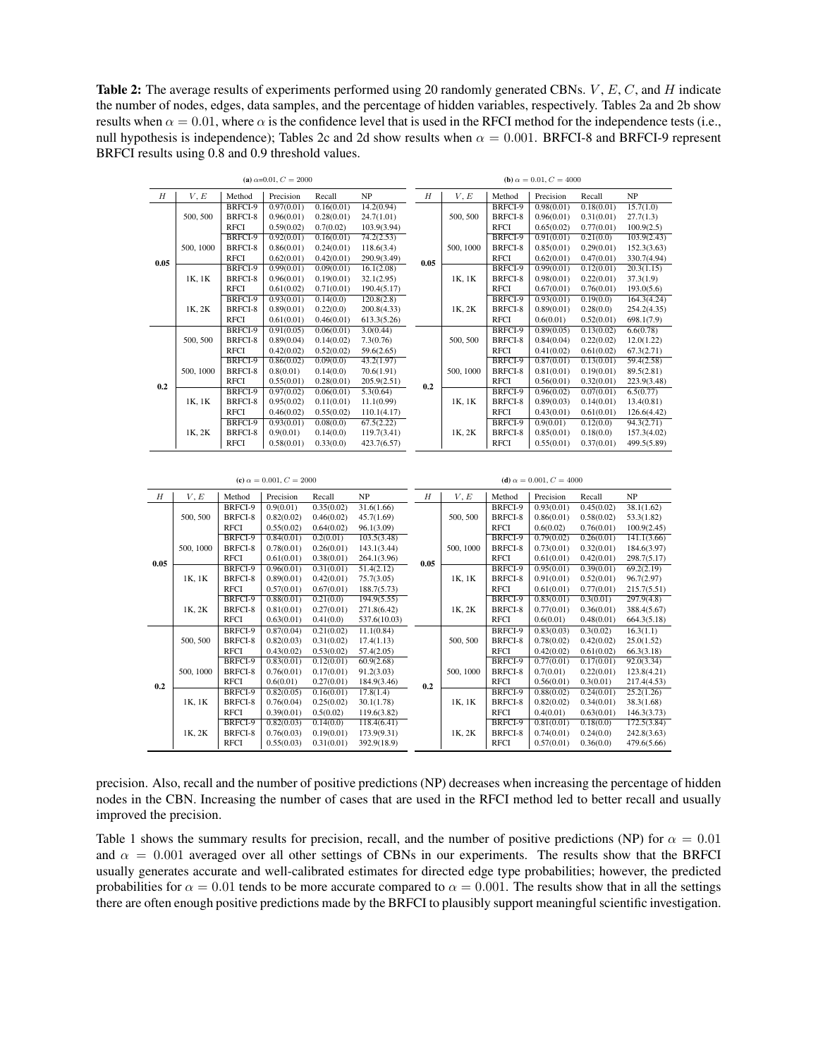**Table 2:** The average results of experiments performed using 20 randomly generated CBNs. $V$, $E$, $C$, and $H$ indicate the number of nodes, edges, data samples, and the percentage of hidden variables, respectively. Tables 2a and 2b show results when $\alpha = 0.01$, where $\alpha$ is the confidence level that is used in the RFCI method for the independence tests (i.e., null hypothesis is independence); Tables 2c and 2d show results when $\alpha = 0.001$. BRFCI-8 and BRFCI-9 represent BRFCI results using 0.8 and 0.9 threshold values.

**(a)** $\alpha$=0.01, $C = 2000$

| $H$ | $V, E$ | Method | Precision | Recall | NP |
|---|---|---|---|---|---|
| 0.05 | 500, 500 | BRFCI-9 | 0.97(0.01) | 0.16(0.01) | 14.2(0.94) |
| | | BRFCI-8 | 0.96(0.01) | 0.28(0.01) | 24.7(1.01) |
| | | RFCI | 0.59(0.02) | 0.7(0.02) | 103.9(3.94) |
| | 500, 1000 | BRFCI-9 | 0.92(0.01) | 0.16(0.01) | 74.2(2.53) |
| | | BRFCI-8 | 0.86(0.01) | 0.24(0.01) | 118.6(3.4) |
| | | RFCI | 0.62(0.01) | 0.42(0.01) | 290.9(3.49) |
| | 1K, 1K | BRFCI-9 | 0.99(0.01) | 0.09(0.01) | 16.1(2.08) |
| | | BRFCI-8 | 0.96(0.01) | 0.19(0.01) | 32.1(2.95) |
| | | RFCI | 0.61(0.02) | 0.71(0.01) | 190.4(5.17) |
| | 1K, 2K | BRFCI-9 | 0.93(0.01) | 0.14(0.0) | 120.8(2.8) |
| | | BRFCI-8 | 0.89(0.01) | 0.22(0.0) | 200.8(4.33) |
| | | RFCI | 0.61(0.01) | 0.46(0.01) | 613.3(5.26) |
| 0.2 | 500, 500 | BRFCI-9 | 0.91(0.05) | 0.06(0.01) | 3.0(0.44) |
| | | BRFCI-8 | 0.89(0.04) | 0.14(0.02) | 7.3(0.76) |
| | | RFCI | 0.42(0.02) | 0.52(0.02) | 59.6(2.65) |
| | 500, 1000 | BRFCI-9 | 0.86(0.02) | 0.09(0.0) | 43.2(1.97) |
| | | BRFCI-8 | 0.8(0.01) | 0.14(0.01) | 70.6(1.91) |
| | | RFCI | 0.55(0.01) | 0.28(0.01) | 205.9(2.51) |
| | 1K, 1K | BRFCI-9 | 0.97(0.02) | 0.06(0.01) | 5.3(0.64) |
| | | BRFCI-8 | 0.95(0.02) | 0.11(0.01) | 11.1(0.99) |
| | | RFCI | 0.46(0.02) | 0.55(0.02) | 110.1(4.17) |
| | 1K, 2K | BRFCI-9 | 0.93(0.01) | 0.08(0.0) | 67.5(2.22) |
| | | BRFCI-8 | 0.9(0.01) | 0.14(0.0) | 119.7(3.41) |
| | | RFCI | 0.58(0.01) | 0.33(0.0) | 423.7(6.57) |

**(b)** $\alpha = 0.01$, $C = 4000$

| $H$ | $V, E$ | Method | Precision | Recall | NP |
|---|---|---|---|---|---|
| 0.05 | 500, 500 | BRFCI-9 | 0.98(0.01) | 0.18(0.01) | 15.7(1.0) |
| | | BRFCI-8 | 0.96(0.01) | 0.31(0.01) | 27.7(1.3) |
| | | RFCI | 0.65(0.02) | 0.77(0.01) | 100.9(2.5) |
| | 500, 1000 | BRFCI-9 | 0.91(0.01) | 0.21(0.0) | 103.9(2.43) |
| | | BRFCI-8 | 0.85(0.01) | 0.29(0.01) | 152.3(3.63) |
| | | RFCI | 0.62(0.01) | 0.47(0.01) | 330.7(4.94) |
| | 1K, 1K | BRFCI-9 | 0.99(0.01) | 0.12(0.01) | 20.3(1.15) |
| | | BRFCI-8 | 0.98(0.01) | 0.22(0.01) | 37.3(1.9) |
| | | RFCI | 0.67(0.01) | 0.76(0.01) | 193.0(5.6) |
| | 1K, 2K | BRFCI-9 | 0.93(0.01) | 0.19(0.0) | 164.3(4.24) |
| | | BRFCI-8 | 0.89(0.01) | 0.28(0.0) | 254.2(4.35) |
| | | RFCI | 0.6(0.01) | 0.52(0.01) | 698.1(7.9) |
| 0.2 | 500, 500 | BRFCI-9 | 0.89(0.05) | 0.13(0.02) | 6.6(0.78) |
| | | BRFCI-8 | 0.84(0.04) | 0.22(0.02) | 12.0(1.22) |
| | | RFCI | 0.41(0.02) | 0.61(0.02) | 67.3(2.71) |
| | 500, 1000 | BRFCI-9 | 0.87(0.01) | 0.13(0.01) | 59.4(2.58) |
| | | BRFCI-8 | 0.81(0.01) | 0.19(0.01) | 89.5(2.81) |
| | | RFCI | 0.56(0.01) | 0.32(0.01) | 223.9(3.48) |
| | 1K, 1K | BRFCI-9 | 0.96(0.02) | 0.07(0.01) | 6.5(0.77) |
| | | BRFCI-8 | 0.89(0.03) | 0.14(0.01) | 13.4(0.81) |
| | | RFCI | 0.43(0.02) | 0.61(0.01) | 126.6(4.42) |
| | 1K, 2K | BRFCI-9 | 0.9(0.01) | 0.12(0.0) | 94.3(2.71) |
| | | BRFCI-8 | 0.85(0.01) | 0.18(0.0) | 157.3(4.02) |
| | | RFCI | 0.55(0.01) | 0.37(0.01) | 499.5(5.89) |

**(c)** $\alpha = 0.001$, $C = 2000$

| $H$ | $V, E$ | Method | Precision | Recall | NP |
|---|---|---|---|---|---|
| 0.05 | 500, 500 | BRFCI-9 | 0.9(0.01) | 0.35(0.02) | 31.6(1.66) |
| | | BRFCI-8 | 0.82(0.02) | 0.46(0.02) | 45.7(1.69) |
| | | RFCI | 0.55(0.02) | 0.64(0.02) | 96.1(3.09) |
| | 500, 1000 | BRFCI-9 | 0.84(0.01) | 0.2(0.01) | 103.5(3.48) |
| | | BRFCI-8 | 0.78(0.01) | 0.26(0.01) | 143.1(3.44) |
| | | RFCI | 0.61(0.01) | 0.38(0.01) | 264.1(3.96) |
| | 1K, 1K | BRFCI-9 | 0.96(0.01) | 0.31(0.01) | 51.4(2.12) |
| | | BRFCI-8 | 0.89(0.01) | 0.42(0.01) | 75.7(3.05) |
| | | RFCI | 0.57(0.01) | 0.67(0.01) | 188.7(5.73) |
| | 1K, 2K | BRFCI-9 | 0.88(0.01) | 0.21(0.0) | 194.9(5.55) |
| | | BRFCI-8 | 0.81(0.01) | 0.27(0.01) | 271.8(6.42) |
| | | RFCI | 0.63(0.01) | 0.41(0.0) | 537.6(10.03) |
| 0.2 | 500, 500 | BRFCI-9 | 0.87(0.04) | 0.21(0.02) | 11.1(0.84) |
| | | BRFCI-8 | 0.82(0.03) | 0.31(0.02) | 17.4(1.13) |
| | | RFCI | 0.43(0.02) | 0.53(0.02) | 57.4(2.05) |
| | 500, 1000 | BRFCI-9 | 0.83(0.01) | 0.12(0.01) | 60.9(2.68) |
| | | BRFCI-8 | 0.76(0.01) | 0.17(0.01) | 91.2(3.03) |
| | | RFCI | 0.6(0.01) | 0.27(0.01) | 184.9(3.46) |
| | 1K, 1K | BRFCI-9 | 0.82(0.05) | 0.16(0.01) | 17.8(1.4) |
| | | BRFCI-8 | 0.76(0.04) | 0.25(0.02) | 30.1(1.78) |
| | | RFCI | 0.39(0.01) | 0.5(0.02) | 119.6(3.82) |
| | 1K, 2K | BRFCI-9 | 0.82(0.03) | 0.14(0.0) | 118.4(6.41) |
| | | BRFCI-8 | 0.76(0.03) | 0.19(0.01) | 173.9(9.31) |
| | | RFCI | 0.55(0.03) | 0.31(0.01) | 392.9(18.9) |

**(d)** $\alpha = 0.001$, $C = 4000$

| $H$ | $V, E$ | Method | Precision | Recall | NP |
|---|---|---|---|---|---|
| 0.05 | 500, 500 | BRFCI-9 | 0.93(0.01) | 0.45(0.02) | 38.1(1.62) |
| | | BRFCI-8 | 0.86(0.01) | 0.58(0.02) | 53.3(1.82) |
| | | RFCI | 0.6(0.02) | 0.76(0.01) | 100.9(2.45) |
| | 500, 1000 | BRFCI-9 | 0.79(0.02) | 0.26(0.01) | 141.1(3.66) |
| | | BRFCI-8 | 0.73(0.01) | 0.32(0.01) | 184.6(3.97) |
| | | RFCI | 0.61(0.01) | 0.42(0.01) | 298.7(5.17) |
| | 1K, 1K | BRFCI-9 | 0.95(0.01) | 0.39(0.01) | 69.2(2.19) |
| | | BRFCI-8 | 0.91(0.01) | 0.52(0.01) | 96.7(2.97) |
| | | RFCI | 0.61(0.01) | 0.77(0.01) | 215.7(5.51) |
| | 1K, 2K | BRFCI-9 | 0.83(0.01) | 0.3(0.01) | 297.9(4.8) |
| | | BRFCI-8 | 0.77(0.01) | 0.36(0.01) | 388.4(5.67) |
| | | RFCI | 0.6(0.01) | 0.48(0.01) | 664.3(5.18) |
| 0.2 | 500, 500 | BRFCI-9 | 0.83(0.03) | 0.3(0.02) | 16.3(1.1) |
| | | BRFCI-8 | 0.78(0.02) | 0.42(0.02) | 25.0(1.52) |
| | | RFCI | 0.42(0.02) | 0.61(0.02) | 66.3(3.18) |
| | 500, 1000 | BRFCI-9 | 0.77(0.01) | 0.17(0.01) | 92.0(3.34) |
| | | BRFCI-8 | 0.7(0.01) | 0.22(0.01) | 123.8(4.21) |
| | | RFCI | 0.56(0.01) | 0.3(0.01) | 217.4(4.53) |
| | 1K, 1K | BRFCI-9 | 0.88(0.02) | 0.24(0.01) | 25.2(1.26) |
| | | BRFCI-8 | 0.82(0.02) | 0.34(0.01) | 38.3(1.68) |
| | | RFCI | 0.4(0.01) | 0.63(0.01) | 146.3(3.73) |
| | 1K, 2K | BRFCI-9 | 0.81(0.01) | 0.18(0.0) | 172.5(3.84) |
| | | BRFCI-8 | 0.74(0.01) | 0.24(0.0) | 242.8(3.63) |
| | | RFCI | 0.57(0.01) | 0.36(0.0) | 479.6(5.66) |

precision. Also, recall and the number of positive predictions (NP) decreases when increasing the percentage of hidden nodes in the CBN. Increasing the number of cases that are used in the RFCI method led to better recall and usually improved the precision.

Table 1 shows the summary results for precision, recall, and the number of positive predictions (NP) for $\alpha = 0.01$ and $\alpha = 0.001$ averaged over all other settings of CBNs in our experiments. The results show that the BRFCI usually generates accurate and well-calibrated estimates for directed edge type probabilities; however, the predicted probabilities for $\alpha = 0.01$ tends to be more accurate compared to $\alpha = 0.001$. The results show that in all the settings there are often enough positive predictions made by the BRFCI to plausibly support meaningful scientific investigation.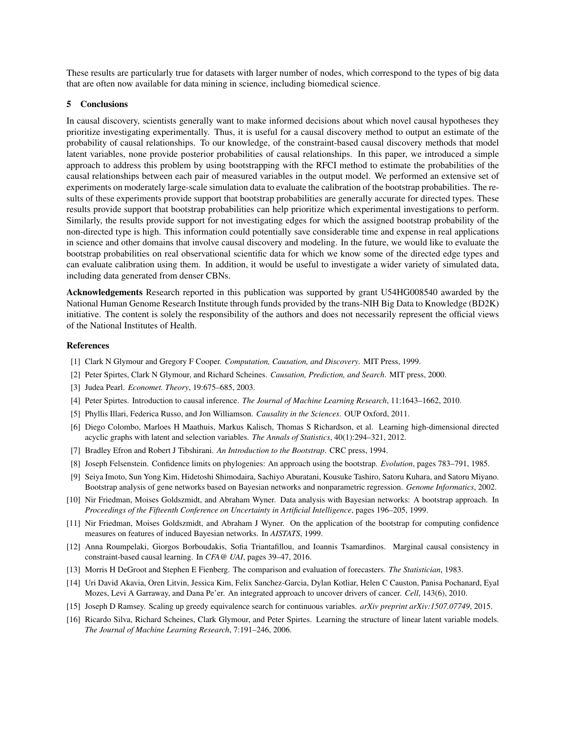These results are particularly true for datasets with larger number of nodes, which correspond to the types of big data that are often now available for data mining in science, including biomedical science.

## 5 Conclusions

In causal discovery, scientists generally want to make informed decisions about which novel causal hypotheses they prioritize investigating experimentally. Thus, it is useful for a causal discovery method to output an estimate of the probability of causal relationships. To our knowledge, of the constraint-based causal discovery methods that model latent variables, none provide posterior probabilities of causal relationships. In this paper, we introduced a simple approach to address this problem by using bootstrapping with the RFCI method to estimate the probabilities of the causal relationships between each pair of measured variables in the output model. We performed an extensive set of experiments on moderately large-scale simulation data to evaluate the calibration of the bootstrap probabilities. The results of these experiments provide support that bootstrap probabilities are generally accurate for directed types. These results provide support that bootstrap probabilities can help prioritize which experimental investigations to perform. Similarly, the results provide support for not investigating edges for which the assigned bootstrap probability of the non-directed type is high. This information could potentially save considerable time and expense in real applications in science and other domains that involve causal discovery and modeling. In the future, we would like to evaluate the bootstrap probabilities on real observational scientific data for which we know some of the directed edge types and can evaluate calibration using them. In addition, it would be useful to investigate a wider variety of simulated data, including data generated from denser CBNs.

**Acknowledgements** Research reported in this publication was supported by grant U54HG008540 awarded by the National Human Genome Research Institute through funds provided by the trans-NIH Big Data to Knowledge (BD2K) initiative. The content is solely the responsibility of the authors and does not necessarily represent the official views of the National Institutes of Health.

## References

[1] Clark N Glymour and Gregory F Cooper. *Computation, Causation, and Discovery*. MIT Press, 1999.

[2] Peter Spirtes, Clark N Glymour, and Richard Scheines. *Causation, Prediction, and Search*. MIT press, 2000.

[3] Judea Pearl. *Economet. Theory*, 19:675–685, 2003.

[4] Peter Spirtes. Introduction to causal inference. *The Journal of Machine Learning Research*, 11:1643–1662, 2010.

[5] Phyllis Illari, Federica Russo, and Jon Williamson. *Causality in the Sciences*. OUP Oxford, 2011.

[6] Diego Colombo, Marloes H Maathuis, Markus Kalisch, Thomas S Richardson, et al. Learning high-dimensional directed acyclic graphs with latent and selection variables. *The Annals of Statistics*, 40(1):294–321, 2012.

[7] Bradley Efron and Robert J Tibshirani. *An Introduction to the Bootstrap*. CRC press, 1994.

[8] Joseph Felsenstein. Confidence limits on phylogenies: An approach using the bootstrap. *Evolution*, pages 783–791, 1985.

[9] Seiya Imoto, Sun Yong Kim, Hidetoshi Shimodaira, Sachiyo Aburatani, Kousuke Tashiro, Satoru Kuhara, and Satoru Miyano. Bootstrap analysis of gene networks based on Bayesian networks and nonparametric regression. *Genome Informatics*, 2002.

[10] Nir Friedman, Moises Goldszmidt, and Abraham Wyner. Data analysis with Bayesian networks: A bootstrap approach. In *Proceedings of the Fifteenth Conference on Uncertainty in Artificial Intelligence*, pages 196–205, 1999.

[11] Nir Friedman, Moises Goldszmidt, and Abraham J Wyner. On the application of the bootstrap for computing confidence measures on features of induced Bayesian networks. In *AISTATS*, 1999.

[12] Anna Roumpelaki, Giorgos Borboudakis, Sofia Triantafillou, and Ioannis Tsamardinos. Marginal causal consistency in constraint-based causal learning. In *CFA@ UAI*, pages 39–47, 2016.

[13] Morris H DeGroot and Stephen E Fienberg. The comparison and evaluation of forecasters. *The Statistician*, 1983.

[14] Uri David Akavia, Oren Litvin, Jessica Kim, Felix Sanchez-Garcia, Dylan Kotliar, Helen C Causton, Panisa Pochanard, Eyal Mozes, Levi A Garraway, and Dana Pe'er. An integrated approach to uncover drivers of cancer. *Cell*, 143(6), 2010.

[15] Joseph D Ramsey. Scaling up greedy equivalence search for continuous variables. *arXiv preprint arXiv:1507.07749*, 2015.

[16] Ricardo Silva, Richard Scheines, Clark Glymour, and Peter Spirtes. Learning the structure of linear latent variable models. *The Journal of Machine Learning Research*, 7:191–246, 2006.